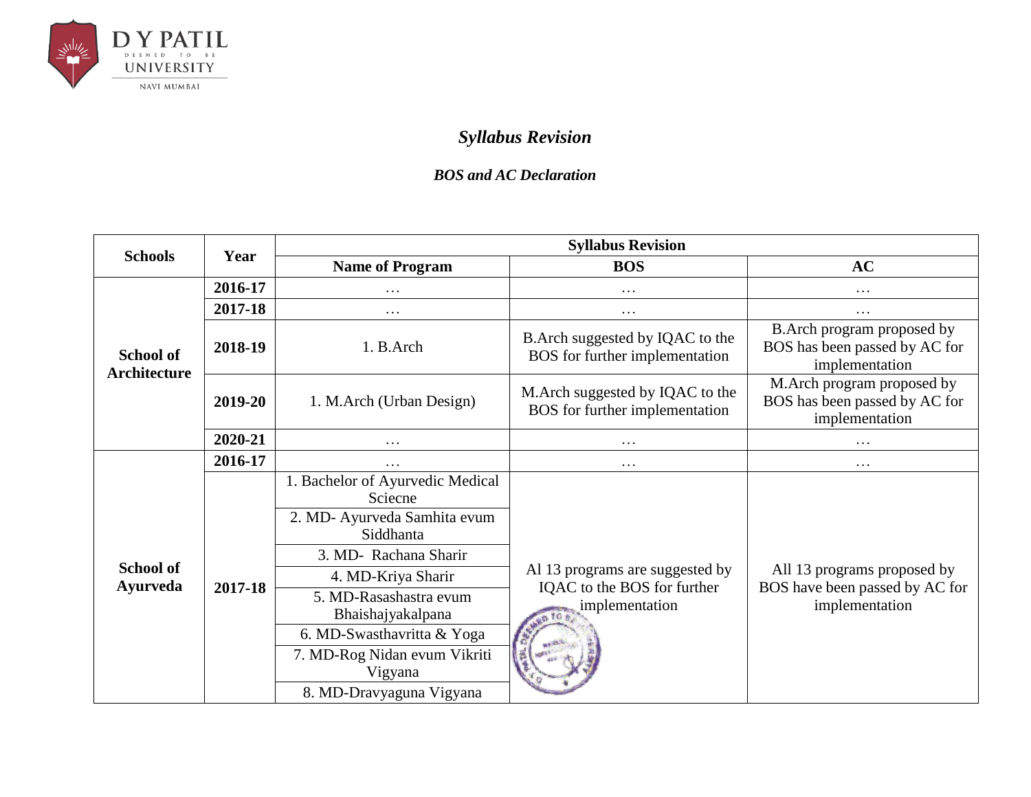## *Syllabus Revision*

### *BOS and AC Declaration*

| Schools | Year | Syllabus Revision | | |
|---|---|---|---|---|
| | | Name of Program | BOS | AC |
| School of Architecture | 2016-17 | … | … | … |
| | 2017-18 | … | … | … |
| | 2018-19 | 1. B.Arch | B.Arch suggested by IQAC to the BOS for further implementation | B.Arch program proposed by BOS has been passed by AC for implementation |
| | 2019-20 | 1. M.Arch (Urban Design) | M.Arch suggested by IQAC to the BOS for further implementation | M.Arch program proposed by BOS has been passed by AC for implementation |
| | 2020-21 | … | … | … |
| School of Ayurveda | 2016-17 | … | … | … |
| | 2017-18 | 1. Bachelor of Ayurvedic Medical Sciecne | Al 13 programs are suggested by IQAC to the BOS for further implementation | All 13 programs proposed by BOS have been passed by AC for implementation |
| | | 2. MD- Ayurveda Samhita evum Siddhanta | | |
| | | 3. MD- Rachana Sharir | | |
| | | 4. MD-Kriya Sharir | | |
| | | 5. MD-Rasashastra evum Bhaishajyakalpana | | |
| | | 6. MD-Swasthavritta & Yoga | | |
| | | 7. MD-Rog Nidan evum Vikriti Vigyana | | |
| | | 8. MD-Dravyaguna Vigyana | | |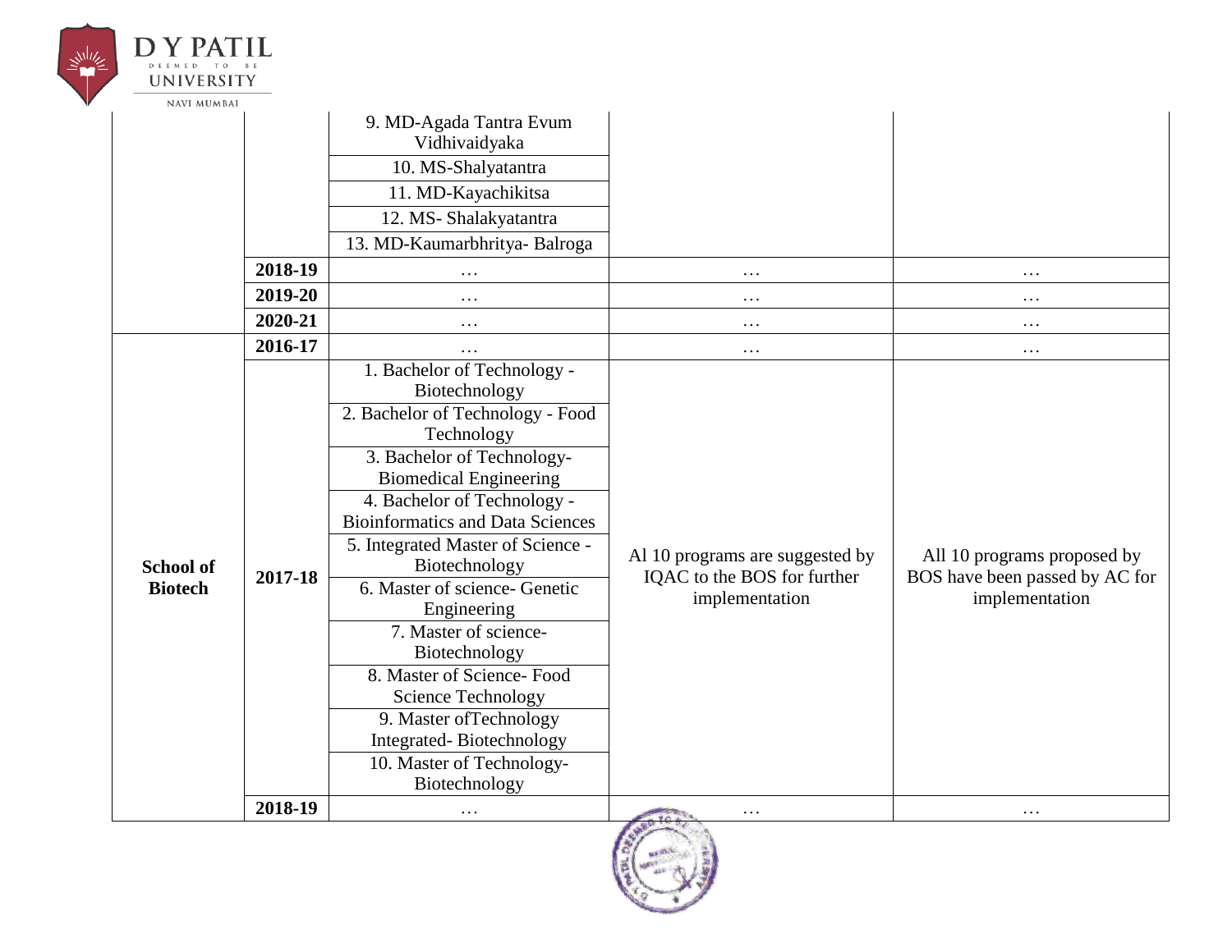| | | | | |
|---|---|---|---|---|
| | | 9. MD-Agada Tantra Evum Vidhivaidyaka | | |
| | | 10. MS-Shalyatantra | | |
| | | 11. MD-Kayachikitsa | | |
| | | 12. MS- Shalakyatantra | | |
| | | 13. MD-Kaumarbhritya- Balroga | | |
| | **2018-19** | … | … | … |
| | **2019-20** | … | … | … |
| | **2020-21** | … | … | … |
| **School of Biotech** | **2016-17** | … | … | … |
| | **2017-18** | 1. Bachelor of Technology - Biotechnology | Al 10 programs are suggested by IQAC to the BOS for further implementation | All 10 programs proposed by BOS have been passed by AC for implementation |
| | | 2. Bachelor of Technology - Food Technology | | |
| | | 3. Bachelor of Technology- Biomedical Engineering | | |
| | | 4. Bachelor of Technology - Bioinformatics and Data Sciences | | |
| | | 5. Integrated Master of Science - Biotechnology | | |
| | | 6. Master of science- Genetic Engineering | | |
| | | 7. Master of science- Biotechnology | | |
| | | 8. Master of Science- Food Science Technology | | |
| | | 9. Master ofTechnology Integrated- Biotechnology | | |
| | | 10. Master of Technology- Biotechnology | | |
| | **2018-19** | … | … | … |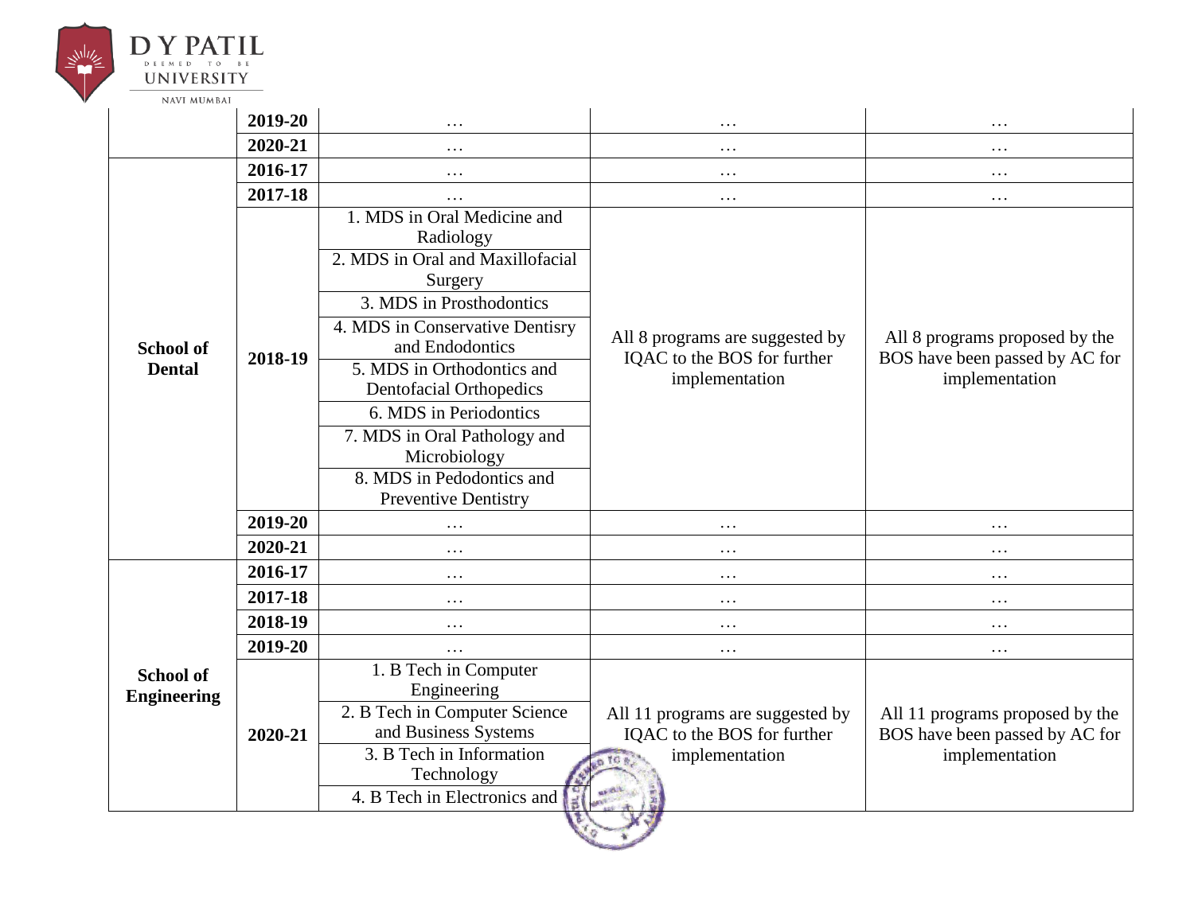| | | | | |
|---|---|---|---|---|
| | 2019-20 | … | … | … |
| | 2020-21 | … | … | … |
| School of Dental | 2016-17 | … | … | … |
| | 2017-18 | … | … | … |
| | 2018-19 | 1. MDS in Oral Medicine and Radiology | All 8 programs are suggested by IQAC to the BOS for further implementation | All 8 programs proposed by the BOS have been passed by AC for implementation |
| | | 2. MDS in Oral and Maxillofacial Surgery | | |
| | | 3. MDS in Prosthodontics | | |
| | | 4. MDS in Conservative Dentisry and Endodontics | | |
| | | 5. MDS in Orthodontics and Dentofacial Orthopedics | | |
| | | 6. MDS in Periodontics | | |
| | | 7. MDS in Oral Pathology and Microbiology | | |
| | | 8. MDS in Pedodontics and Preventive Dentistry | | |
| | 2019-20 | … | … | … |
| | 2020-21 | … | … | … |
| School of Engineering | 2016-17 | … | … | … |
| | 2017-18 | … | … | … |
| | 2018-19 | … | … | … |
| | 2019-20 | … | … | … |
| | 2020-21 | 1. B Tech in Computer Engineering | All 11 programs are suggested by IQAC to the BOS for further implementation | All 11 programs proposed by the BOS have been passed by AC for implementation |
| | | 2. B Tech in Computer Science and Business Systems | | |
| | | 3. B Tech in Information Technology | | |
| | | 4. B Tech in Electronics and | | |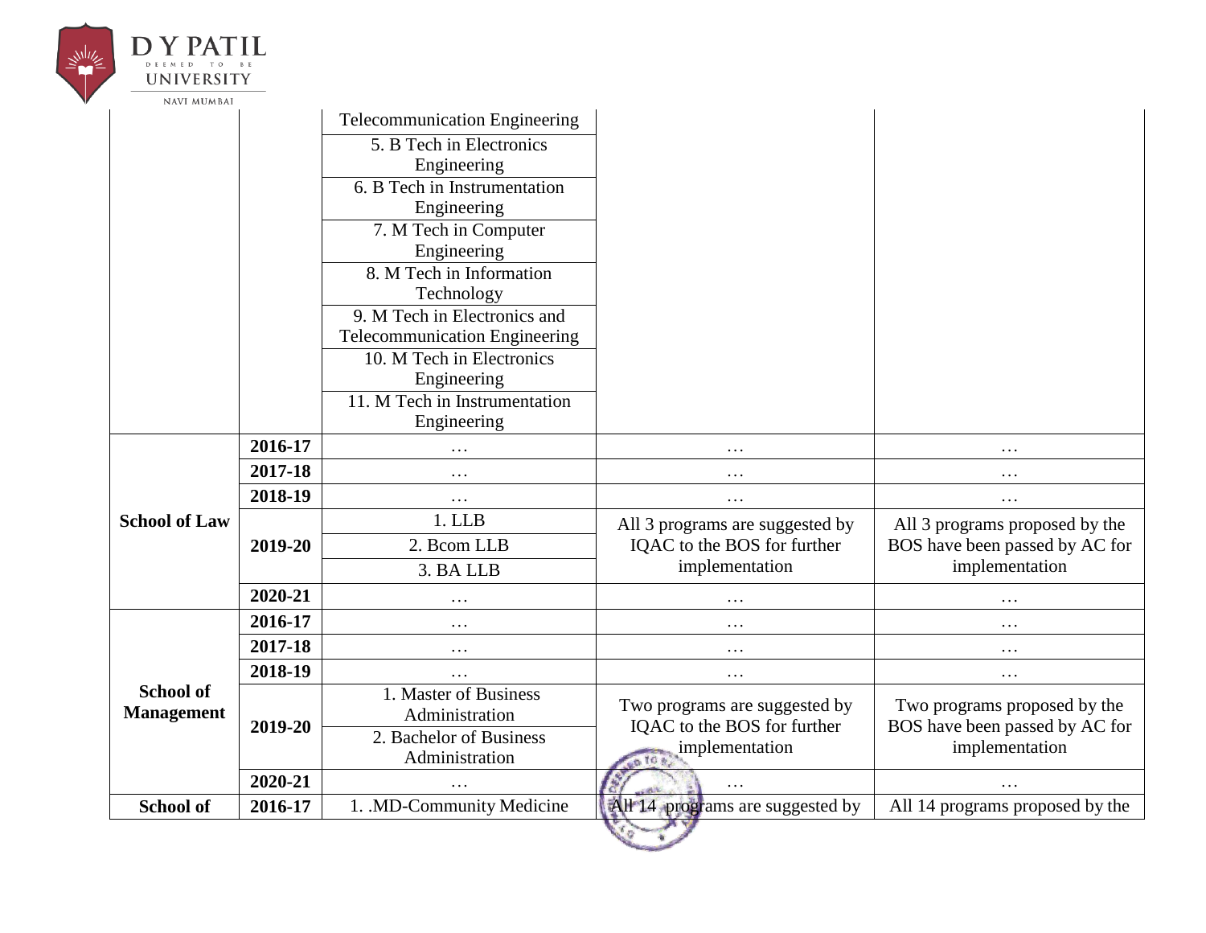| | | | | |
|---|---|---|---|---|
| | | Telecommunication Engineering | | |
| | | 5. B Tech in Electronics Engineering | | |
| | | 6. B Tech in Instrumentation Engineering | | |
| | | 7. M Tech in Computer Engineering | | |
| | | 8. M Tech in Information Technology | | |
| | | 9. M Tech in Electronics and Telecommunication Engineering | | |
| | | 10. M Tech in Electronics Engineering | | |
| | | 11. M Tech in Instrumentation Engineering | | |
| **School of Law** | **2016-17** | … | … | … |
| | **2017-18** | … | … | … |
| | **2018-19** | … | … | … |
| | **2019-20** | 1. LLB | All 3 programs are suggested by IQAC to the BOS for further implementation | All 3 programs proposed by the BOS have been passed by AC for implementation |
| | | 2. Bcom LLB | | |
| | | 3. BA LLB | | |
| | **2020-21** | … | … | … |
| **School of Management** | **2016-17** | … | … | … |
| | **2017-18** | … | … | … |
| | **2018-19** | … | … | … |
| | **2019-20** | 1. Master of Business Administration | Two programs are suggested by IQAC to the BOS for further implementation | Two programs proposed by the BOS have been passed by AC for implementation |
| | | 2. Bachelor of Business Administration | | |
| | **2020-21** | … | … | … |
| **School of** | **2016-17** | 1. .MD-Community Medicine | All 14 programs are suggested by | All 14 programs proposed by the |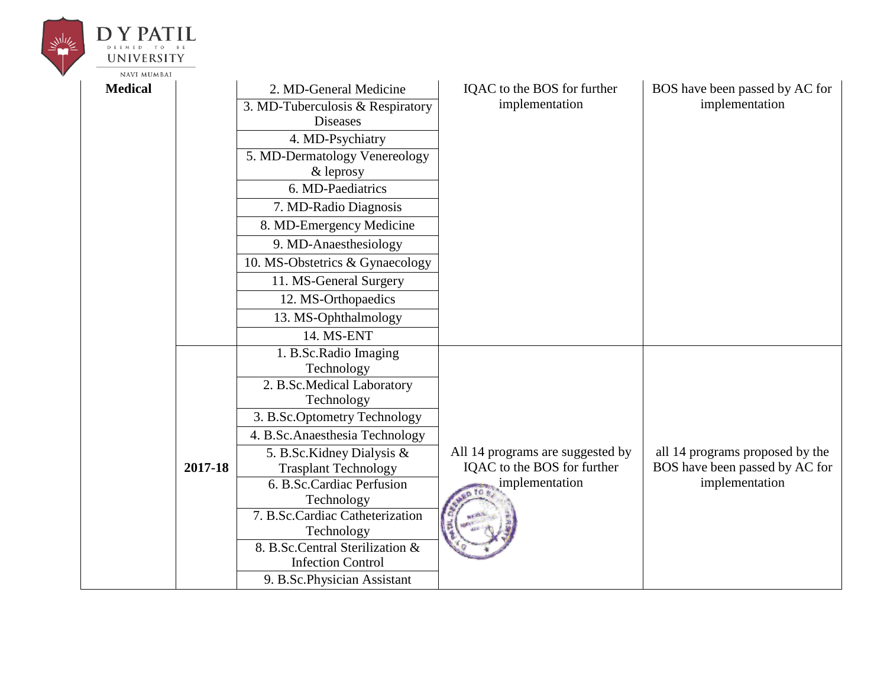| | | | | |
|---|---|---|---|---|
| **Medical** | | 2. MD-General Medicine | IQAC to the BOS for further implementation | BOS have been passed by AC for implementation |
| | | 3. MD-Tuberculosis & Respiratory Diseases | | |
| | | 4. MD-Psychiatry | | |
| | | 5. MD-Dermatology Venereology & leprosy | | |
| | | 6. MD-Paediatrics | | |
| | | 7. MD-Radio Diagnosis | | |
| | | 8. MD-Emergency Medicine | | |
| | | 9. MD-Anaesthesiology | | |
| | | 10. MS-Obstetrics & Gynaecology | | |
| | | 11. MS-General Surgery | | |
| | | 12. MS-Orthopaedics | | |
| | | 13. MS-Ophthalmology | | |
| | | 14. MS-ENT | | |
| | **2017-18** | 1. B.Sc.Radio Imaging Technology | All 14 programs are suggested by IQAC to the BOS for further implementation | all 14 programs proposed by the BOS have been passed by AC for implementation |
| | | 2. B.Sc.Medical Laboratory Technology | | |
| | | 3. B.Sc.Optometry Technology | | |
| | | 4. B.Sc.Anaesthesia Technology | | |
| | | 5. B.Sc.Kidney Dialysis & Trasplant Technology | | |
| | | 6. B.Sc.Cardiac Perfusion Technology | | |
| | | 7. B.Sc.Cardiac Catheterization Technology | | |
| | | 8. B.Sc.Central Sterilization & Infection Control | | |
| | | 9. B.Sc.Physician Assistant | | |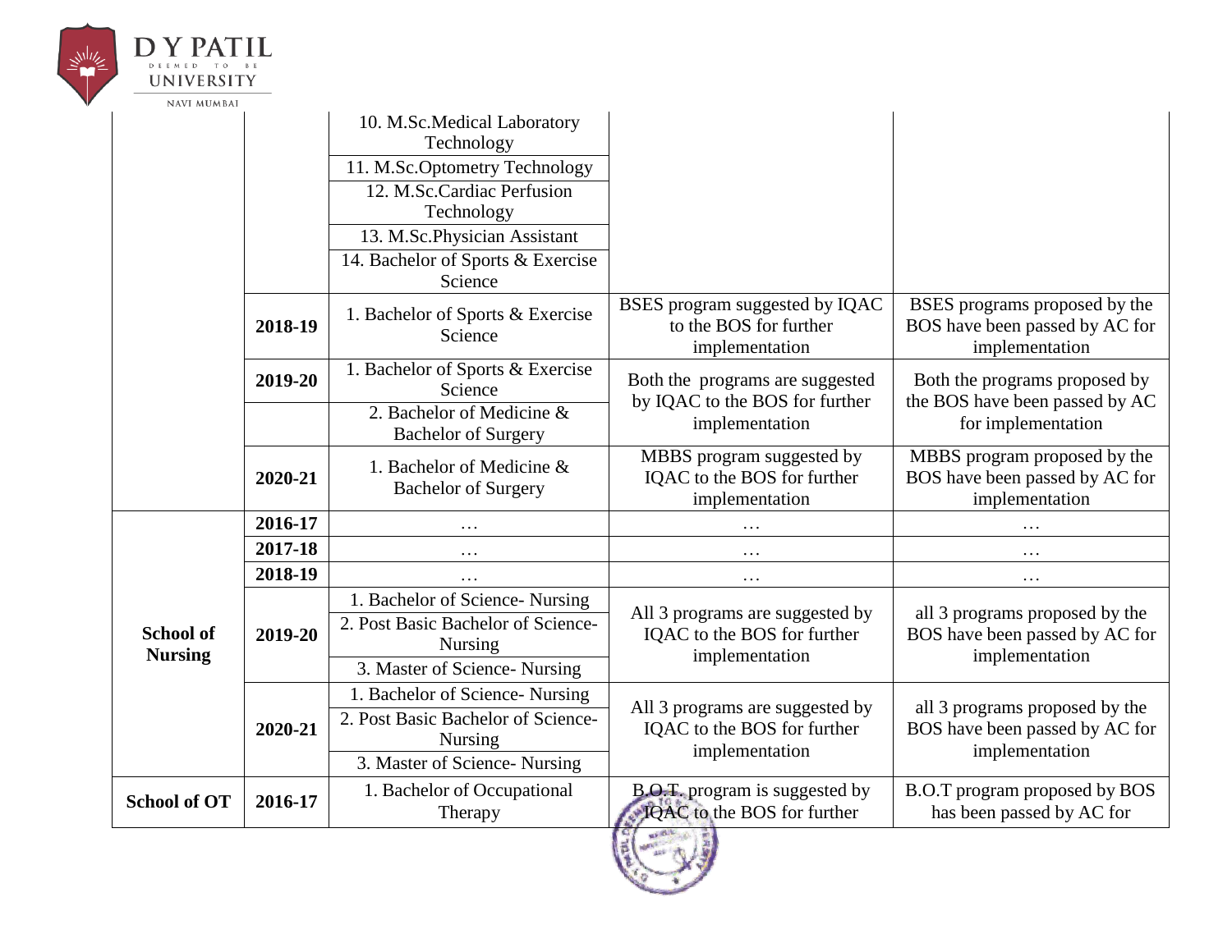| | | | | |
|---|---|---|---|---|
| | | 10. M.Sc.Medical Laboratory Technology | | |
| | | 11. M.Sc.Optometry Technology | | |
| | | 12. M.Sc.Cardiac Perfusion Technology | | |
| | | 13. M.Sc.Physician Assistant | | |
| | | 14. Bachelor of Sports & Exercise Science | | |
| | **2018-19** | 1. Bachelor of Sports & Exercise Science | BSES program suggested by IQAC to the BOS for further implementation | BSES programs proposed by the BOS have been passed by AC for implementation |
| | **2019-20** | 1. Bachelor of Sports & Exercise Science | Both the programs are suggested by IQAC to the BOS for further implementation | Both the programs proposed by the BOS have been passed by AC for implementation |
| | | 2. Bachelor of Medicine & Bachelor of Surgery | | |
| | **2020-21** | 1. Bachelor of Medicine & Bachelor of Surgery | MBBS program suggested by IQAC to the BOS for further implementation | MBBS program proposed by the BOS have been passed by AC for implementation |
| **School of Nursing** | **2016-17** | … | … | … |
| | **2017-18** | … | … | … |
| | **2018-19** | … | … | … |
| | **2019-20** | 1. Bachelor of Science- Nursing | All 3 programs are suggested by IQAC to the BOS for further implementation | all 3 programs proposed by the BOS have been passed by AC for implementation |
| | | 2. Post Basic Bachelor of Science- Nursing | | |
| | | 3. Master of Science- Nursing | | |
| | **2020-21** | 1. Bachelor of Science- Nursing | All 3 programs are suggested by IQAC to the BOS for further implementation | all 3 programs proposed by the BOS have been passed by AC for implementation |
| | | 2. Post Basic Bachelor of Science- Nursing | | |
| | | 3. Master of Science- Nursing | | |
| **School of OT** | **2016-17** | 1. Bachelor of Occupational Therapy | B.O.T. program is suggested by IQAC to the BOS for further | B.O.T program proposed by BOS has been passed by AC for |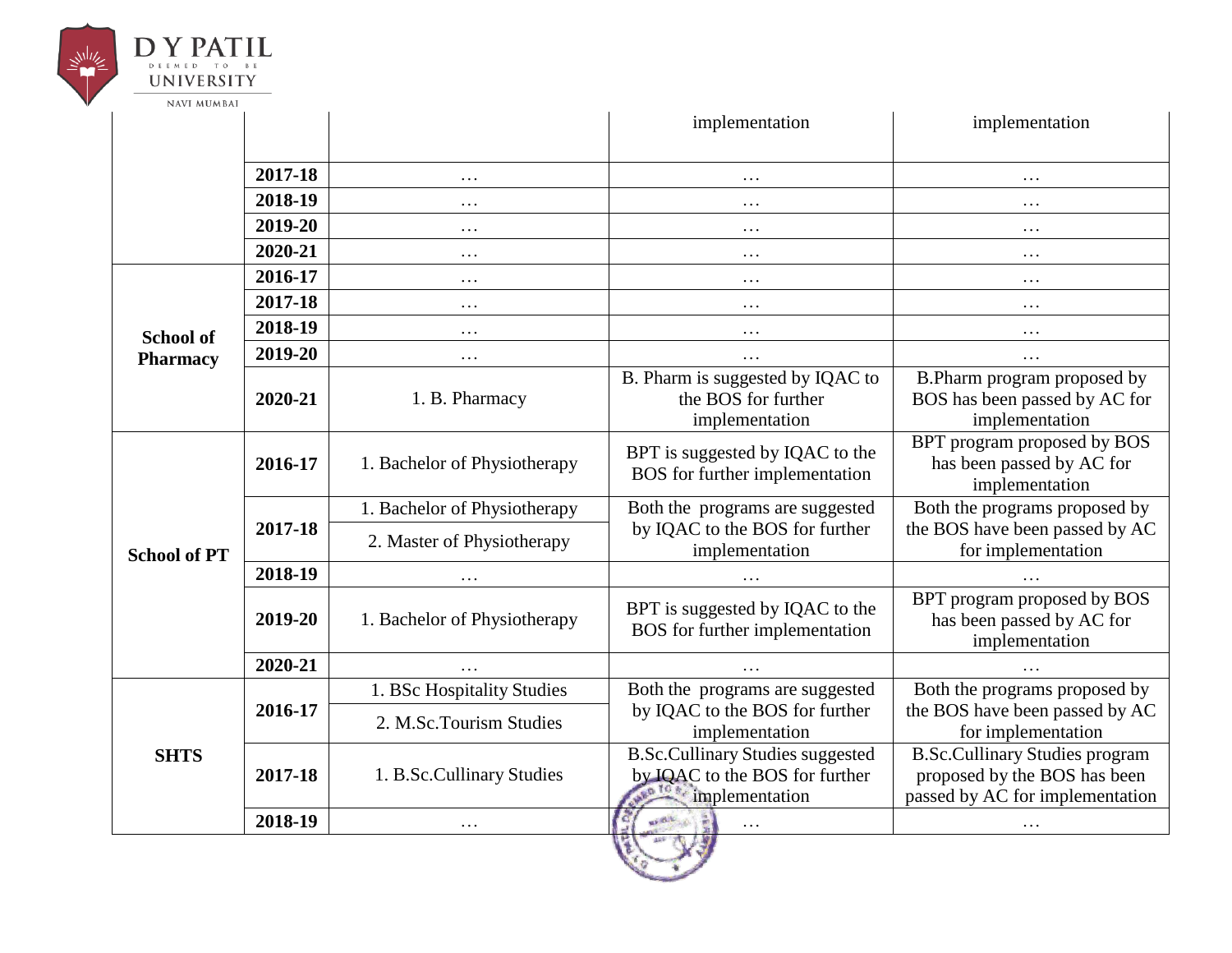| | | | implementation | implementation |
|---|---|---|---|---|
| | 2017-18 | … | … | … |
| | 2018-19 | … | … | … |
| | 2019-20 | … | … | … |
| | 2020-21 | … | … | … |
| **School of Pharmacy** | 2016-17 | … | … | … |
| | 2017-18 | … | … | … |
| | 2018-19 | … | … | … |
| | 2019-20 | … | … | … |
| | 2020-21 | 1. B. Pharmacy | B. Pharm is suggested by IQAC to the BOS for further implementation | B.Pharm program proposed by BOS has been passed by AC for implementation |
| **School of PT** | 2016-17 | 1. Bachelor of Physiotherapy | BPT is suggested by IQAC to the BOS for further implementation | BPT program proposed by BOS has been passed by AC for implementation |
| | 2017-18 | 1. Bachelor of Physiotherapy<br>2. Master of Physiotherapy | Both the programs are suggested by IQAC to the BOS for further implementation | Both the programs proposed by the BOS have been passed by AC for implementation |
| | 2018-19 | … | … | … |
| | 2019-20 | 1. Bachelor of Physiotherapy | BPT is suggested by IQAC to the BOS for further implementation | BPT program proposed by BOS has been passed by AC for implementation |
| | 2020-21 | … | … | … |
| **SHTS** | 2016-17 | 1. BSc Hospitality Studies<br>2. M.Sc.Tourism Studies | Both the programs are suggested by IQAC to the BOS for further implementation | Both the programs proposed by the BOS have been passed by AC for implementation |
| | 2017-18 | 1. B.Sc.Cullinary Studies | B.Sc.Cullinary Studies suggested by IQAC to the BOS for further implementation | B.Sc.Cullinary Studies program proposed by the BOS has been passed by AC for implementation |
| | 2018-19 | … | … | … |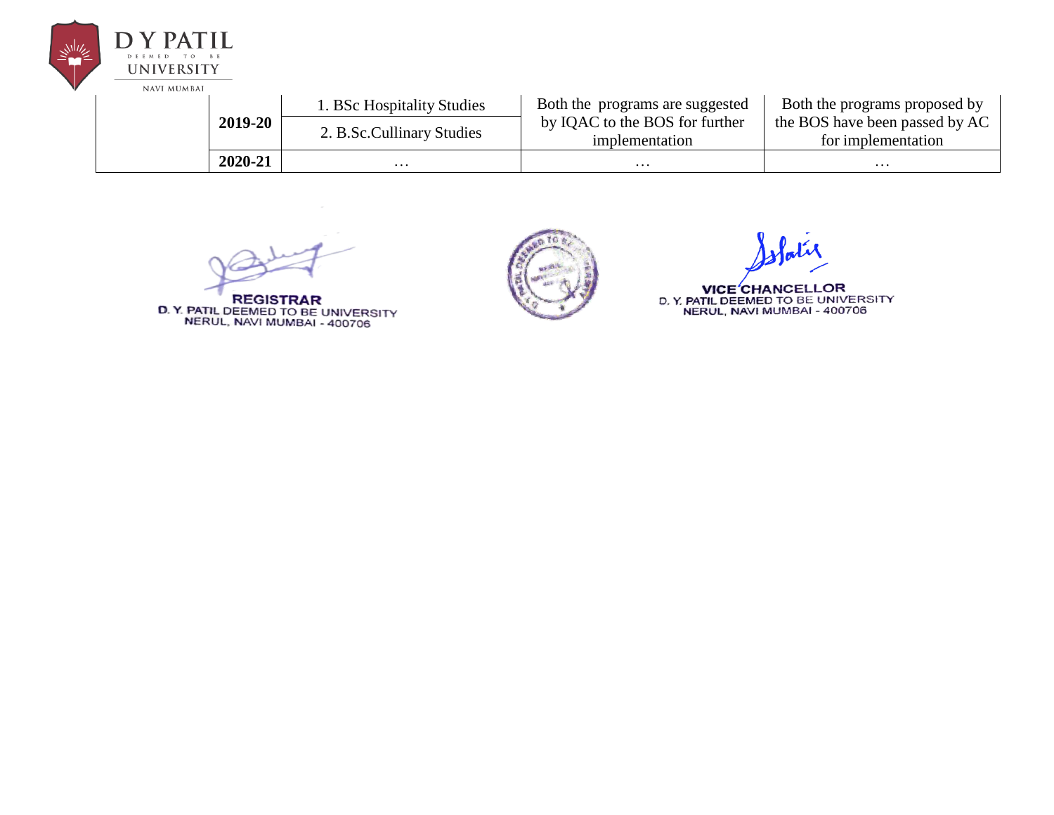| | | | | |
|---|---|---|---|---|
| | 2019-20 | 1. BSc Hospitality Studies | Both the programs are suggested by IQAC to the BOS for further implementation | Both the programs proposed by the BOS have been passed by AC for implementation |
| | | 2. B.Sc.Cullinary Studies | | |
| | 2020-21 | … | … | … |

**REGISTRAR**
D. Y. PATIL DEEMED TO BE UNIVERSITY
NERUL, NAVI MUMBAI - 400706

**VICE CHANCELLOR**
D. Y. PATIL DEEMED TO BE UNIVERSITY
NERUL, NAVI MUMBAI - 400706